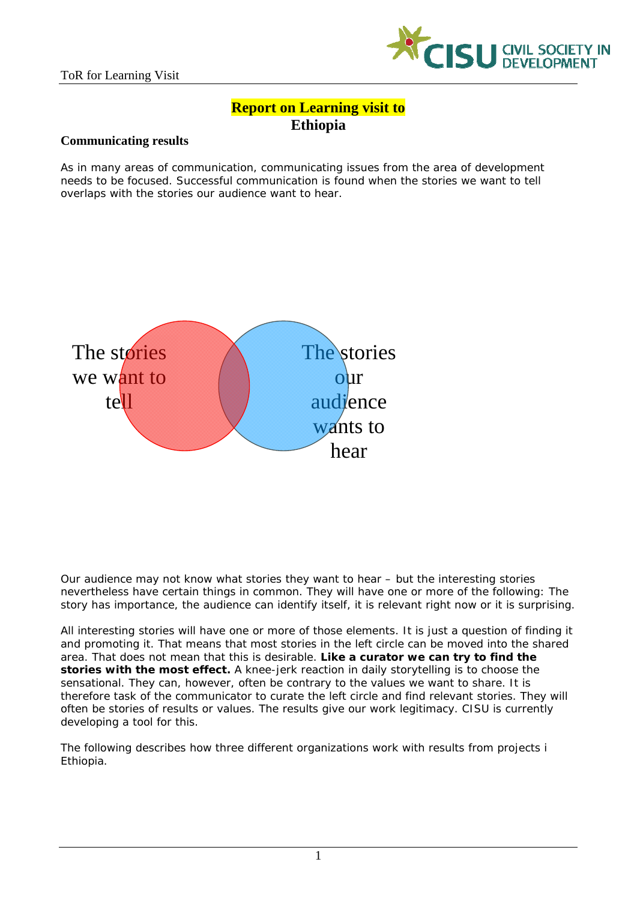# Report on Learning visit to Ethiopia

**Communicating results**

As in many areas of communication, communicating issues from the area of development needs to be focused. Successful communication is found when the stories we want to tell overlaps with the stories our audience want to hear.

The stories we want to tell

The stories our audience wants to hear

Our audience may not know what stories they want to hear – but the interesting stories nevertheless have certain things in common. They will have one or more of the following: The story has importance, the audience can identify itself, it is relevant right now or it is surprising.

All interesting stories will have one or more of those elements. It is just a question of finding it and promoting it. That means that most stories in the left circle can be moved into the shared area. That does not mean that this is desirable. **Like a curator we can try to find the stories with the most effect.** A knee-jerk reaction in daily storytelling is to choose the sensational. They can, however, often be contrary to the values we want to share. It is therefore task of the communicator to curate the left circle and find relevant stories. They will often be stories of results or values. The results give our work legitimacy. CISU is currently developing a tool for this.

The following describes how three different organizations work with results from projects i Ethiopia.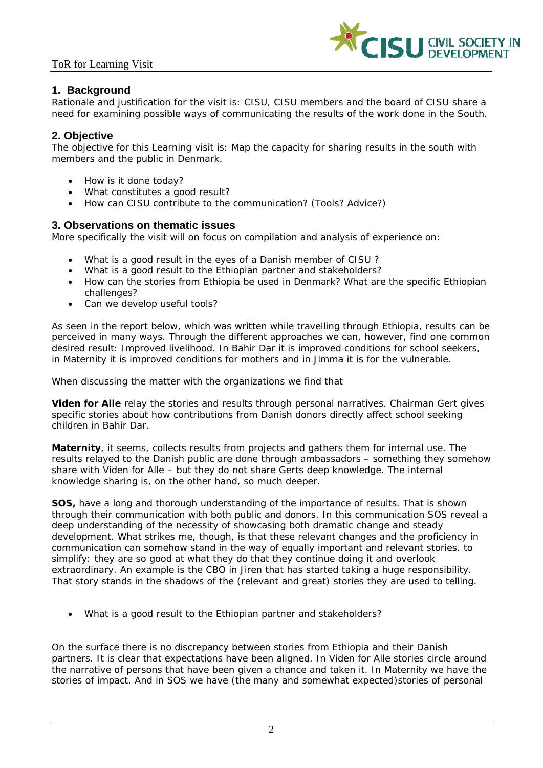## 1. Background

Rationale and justification for the visit is: CISU, CISU members and the board of CISU share a need for examining possible ways of communicating the results of the work done in the South.

## 2. Objective

The objective for this Learning visit is: Map the capacity for sharing results in the south with members and the public in Denmark.

- How is it done today?
- What constitutes a good result?
- How can CISU contribute to the communication? (Tools? Advice?)

## 3. Observations on thematic issues

More specifically the visit will on focus on compilation and analysis of experience on:

- What is a good result in the eyes of a Danish member of CISU ?
- What is a good result to the Ethiopian partner and stakeholders?
- How can the stories from Ethiopia be used in Denmark? What are the specific Ethiopian challenges?
- Can we develop useful tools?

As seen in the report below, which was written while travelling through Ethiopia, results can be perceived in many ways. Through the different approaches we can, however, find one common desired result: Improved livelihood. In Bahir Dar it is improved conditions for school seekers, in Maternity it is improved conditions for mothers and in Jimma it is for the vulnerable.

When discussing the matter with the organizations we find that

**Viden for Alle** relay the stories and results through personal narratives. Chairman Gert gives specific stories about how contributions from Danish donors directly affect school seeking children in Bahir Dar.

**Maternity**, it seems, collects results from projects and gathers them for internal use. The results relayed to the Danish public are done through ambassadors – something they somehow share with Viden for Alle – but they do not share Gerts deep knowledge. The internal knowledge sharing is, on the other hand, so much deeper.

**SOS,** have a long and thorough understanding of the importance of results. That is shown through their communication with both public and donors. In this communication SOS reveal a deep understanding of the necessity of showcasing both dramatic change and steady development. What strikes me, though, is that these relevant changes and the proficiency in communication can somehow stand in the way of equally important and relevant stories. to simplify: they are so good at what they do that they continue doing it and overlook extraordinary. An example is the CBO in Jiren that has started taking a huge responsibility. That story stands in the shadows of the (relevant and great) stories they are used to telling.

- What is a good result to the Ethiopian partner and stakeholders?

On the surface there is no discrepancy between stories from Ethiopia and their Danish partners. It is clear that expectations have been aligned. In Viden for Alle stories circle around the narrative of persons that have been given a chance and taken it. In Maternity we have the stories of impact. And in SOS we have (the many and somewhat expected)stories of personal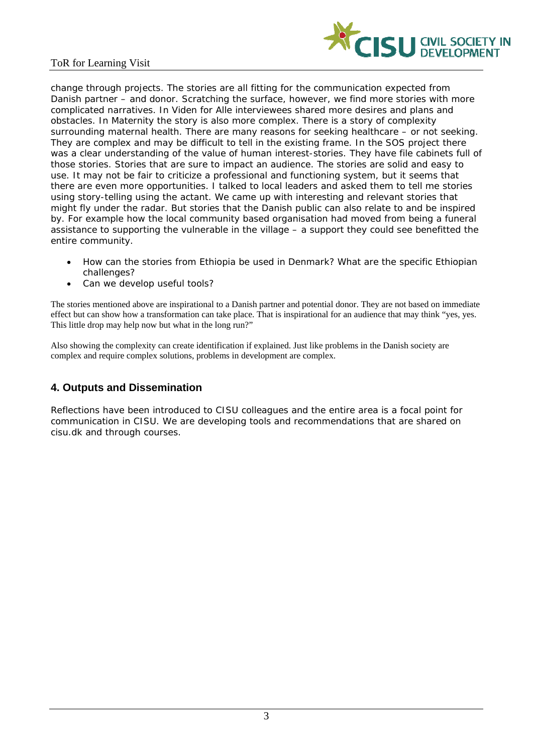change through projects. The stories are all fitting for the communication expected from Danish partner – and donor. Scratching the surface, however, we find more stories with more complicated narratives. In Viden for Alle interviewees shared more desires and plans and obstacles. In Maternity the story is also more complex. There is a story of complexity surrounding maternal health. There are many reasons for seeking healthcare – or not seeking. They are complex and may be difficult to tell in the existing frame. In the SOS project there was a clear understanding of the value of human interest-stories. They have file cabinets full of those stories. Stories that are sure to impact an audience. The stories are solid and easy to use. It may not be fair to criticize a professional and functioning system, but it seems that there are even more opportunities. I talked to local leaders and asked them to tell me stories using story-telling using the actant. We came up with interesting and relevant stories that might fly under the radar. But stories that the Danish public can also relate to and be inspired by. For example how the local community based organisation had moved from being a funeral assistance to supporting the vulnerable in the village – a support they could see benefitted the entire community.

- How can the stories from Ethiopia be used in Denmark? What are the specific Ethiopian challenges?
- Can we develop useful tools?

The stories mentioned above are inspirational to a Danish partner and potential donor. They are not based on immediate effect but can show how a transformation can take place. That is inspirational for an audience that may think "yes, yes. This little drop may help now but what in the long run?"

Also showing the complexity can create identification if explained. Just like problems in the Danish society are complex and require complex solutions, problems in development are complex.

## 4. Outputs and Dissemination

Reflections have been introduced to CISU colleagues and the entire area is a focal point for communication in CISU. We are developing tools and recommendations that are shared on cisu.dk and through courses.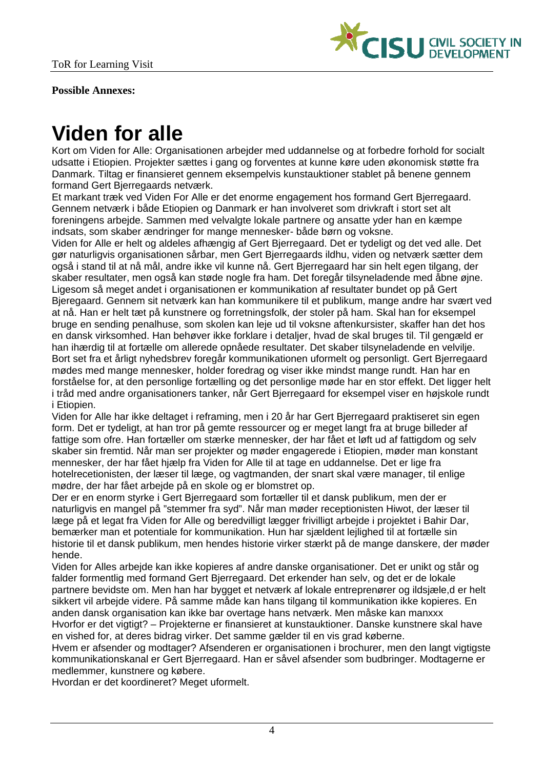**Possible Annexes:**

# Viden for alle

Kort om Viden for Alle: Organisationen arbejder med uddannelse og at forbedre forhold for socialt udsatte i Etiopien. Projekter sættes i gang og forventes at kunne køre uden økonomisk støtte fra Danmark. Tiltag er finansieret gennem eksempelvis kunstauktioner stablet på benene gennem formand Gert Bjerregaards netværk.
Et markant træk ved Viden For Alle er det enorme engagement hos formand Gert Bjerregaard. Gennem netværk i både Etiopien og Danmark er han involveret som drivkraft i stort set alt foreningens arbejde. Sammen med velvalgte lokale partnere og ansatte yder han en kæmpe indsats, som skaber ændringer for mange mennesker- både børn og voksne.
Viden for Alle er helt og aldeles afhængig af Gert Bjerregaard. Det er tydeligt og det ved alle. Det gør naturligvis organisationen sårbar, men Gert Bjerregaards ildhu, viden og netværk sætter dem også i stand til at nå mål, andre ikke vil kunne nå. Gert Bjerregaard har sin helt egen tilgang, der skaber resultater, men også kan støde nogle fra ham. Det foregår tilsyneladende med åbne øjne.
Ligesom så meget andet i organisationen er kommunikation af resultater bundet op på Gert Bjeregaard. Gennem sit netværk kan han kommunikere til et publikum, mange andre har svært ved at nå. Han er helt tæt på kunstnere og forretningsfolk, der stoler på ham. Skal han for eksempel bruge en sending penalhuse, som skolen kan leje ud til voksne aftenkursister, skaffer han det hos en dansk virksomhed. Han behøver ikke forklare i detaljer, hvad de skal bruges til. Til gengæld er han ihærdig til at fortælle om allerede opnåede resultater. Det skaber tilsyneladende en velvilje.
Bort set fra et årligt nyhedsbrev foregår kommunikationen uformelt og personligt. Gert Bjerregaard mødes med mange mennesker, holder foredrag og viser ikke mindst mange rundt. Han har en forståelse for, at den personlige fortælling og det personlige møde har en stor effekt. Det ligger helt i tråd med andre organisationers tanker, når Gert Bjerregaard for eksempel viser en højskole rundt i Etiopien.
Viden for Alle har ikke deltaget i reframing, men i 20 år har Gert Bjerregaard praktiseret sin egen form. Det er tydeligt, at han tror på gemte ressourcer og er meget langt fra at bruge billeder af fattige som ofre. Han fortæller om stærke mennesker, der har fået et løft ud af fattigdom og selv skaber sin fremtid. Når man ser projekter og møder engagerede i Etiopien, møder man konstant mennesker, der har fået hjælp fra Viden for Alle til at tage en uddannelse. Det er lige fra hotelrecetionisten, der læser til læge, og vagtmanden, der snart skal være manager, til enlige mødre, der har fået arbejde på en skole og er blomstret op.
Der er en enorm styrke i Gert Bjerregaard som fortæller til et dansk publikum, men der er naturligvis en mangel på "stemmer fra syd". Når man møder receptionisten Hiwot, der læser til læge på et legat fra Viden for Alle og beredvilligt lægger frivilligt arbejde i projektet i Bahir Dar, bemærker man et potentiale for kommunikation. Hun har sjældent lejlighed til at fortælle sin historie til et dansk publikum, men hendes historie virker stærkt på de mange danskere, der møder hende.
Viden for Alles arbejde kan ikke kopieres af andre danske organisationer. Det er unikt og står og falder formentlig med formand Gert Bjerregaard. Det erkender han selv, og det er de lokale partnere bevidste om. Men han har bygget et netværk af lokale entreprenører og ildsjæle,d er helt sikkert vil arbejde videre. På samme måde kan hans tilgang til kommunikation ikke kopieres. En anden dansk organisation kan ikke bar overtage hans netværk. Men måske kan manxxx
Hvorfor er det vigtigt? – Projekterne er finansieret at kunstauktioner. Danske kunstnere skal have en vished for, at deres bidrag virker. Det samme gælder til en vis grad køberne.
Hvem er afsender og modtager? Afsenderen er organisationen i brochurer, men den langt vigtigste kommunikationskanal er Gert Bjerregaard. Han er såvel afsender som budbringer. Modtagerne er medlemmer, kunstnere og købere.
Hvordan er det koordineret? Meget uformelt.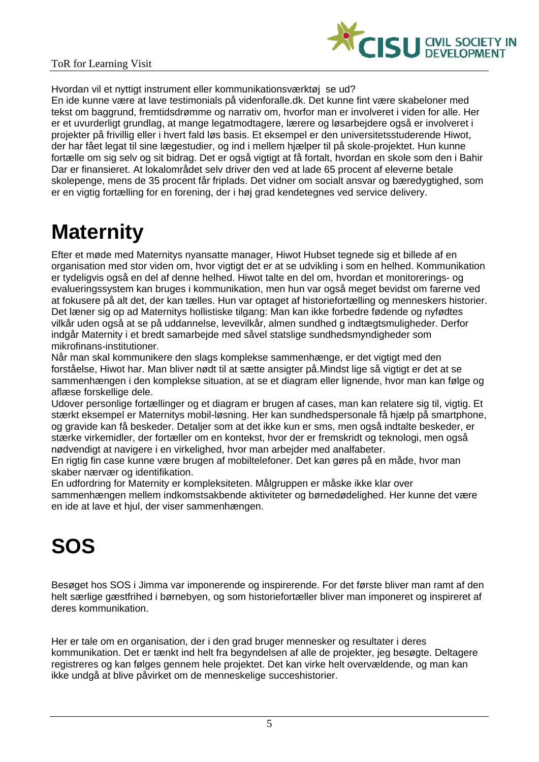Hvordan vil et nyttigt instrument eller kommunikationsværktøj  se ud?
En ide kunne være at lave testimonials på videnforalle.dk. Det kunne fint være skabeloner med tekst om baggrund, fremtidsdrømme og narrativ om, hvorfor man er involveret i viden for alle. Her er et uvurderligt grundlag, at mange legatmodtagere, lærere og løsarbejdere også er involveret i projekter på frivillig eller i hvert fald løs basis. Et eksempel er den universitetsstuderende Hiwot, der har fået legat til sine lægestudier, og ind i mellem hjælper til på skole-projektet. Hun kunne fortælle om sig selv og sit bidrag. Det er også vigtigt at få fortalt, hvordan en skole som den i Bahir Dar er finansieret. At lokalområdet selv driver den ved at lade 65 procent af eleverne betale skolepenge, mens de 35 procent får friplads. Det vidner om socialt ansvar og bæredygtighed, som er en vigtig fortælling for en forening, der i høj grad kendetegnes ved service delivery.

# Maternity

Efter et møde med Maternitys nyansatte manager, Hiwot Hubset tegnede sig et billede af en organisation med stor viden om, hvor vigtigt det er at se udvikling i som en helhed. Kommunikation er tydeligvis også en del af denne helhed. Hiwot talte en del om, hvordan et monitorerings- og evalueringssystem kan bruges i kommunikation, men hun var også meget bevidst om farerne ved at fokusere på alt det, der kan tælles. Hun var optaget af historiefortælling og menneskers historier. Det læner sig op ad Maternitys hollistiske tilgang: Man kan ikke forbedre fødende og nyfødtes vilkår uden også at se på uddannelse, levevilkår, almen sundhed g indtægtsmuligheder. Derfor indgår Maternity i et bredt samarbejde med såvel statslige sundhedsmyndigheder som mikrofinans-institutioner.
Når man skal kommunikere den slags komplekse sammenhænge, er det vigtigt med den forståelse, Hiwot har. Man bliver nødt til at sætte ansigter på.Mindst lige så vigtigt er det at se sammenhængen i den komplekse situation, at se et diagram eller lignende, hvor man kan følge og aflæse forskellige dele.
Udover personlige fortællinger og et diagram er brugen af cases, man kan relatere sig til, vigtig. Et stærkt eksempel er Maternitys mobil-løsning. Her kan sundhedspersonale få hjælp på smartphone, og gravide kan få beskeder. Detaljer som at det ikke kun er sms, men også indtalte beskeder, er stærke virkemidler, der fortæller om en kontekst, hvor der er fremskridt og teknologi, men også nødvendigt at navigere i en virkelighed, hvor man arbejder med analfabeter.
En rigtig fin case kunne være brugen af mobiltelefoner. Det kan gøres på en måde, hvor man skaber nærvær og identifikation.
En udfordring for Maternity er kompleksiteten. Målgruppen er måske ikke klar over sammenhængen mellem indkomstsakbende aktiviteter og børnedødelighed. Her kunne det være en ide at lave et hjul, der viser sammenhængen.

# SOS

Besøget hos SOS i Jimma var imponerende og inspirerende. For det første bliver man ramt af den helt særlige gæstfrihed i børnebyen, og som historiefortæller bliver man imponeret og inspireret af deres kommunikation.

Her er tale om en organisation, der i den grad bruger mennesker og resultater i deres kommunikation. Det er tænkt ind helt fra begyndelsen af alle de projekter, jeg besøgte. Deltagere registreres og kan følges gennem hele projektet. Det kan virke helt overvældende, og man kan ikke undgå at blive påvirket om de menneskelige succeshistorier.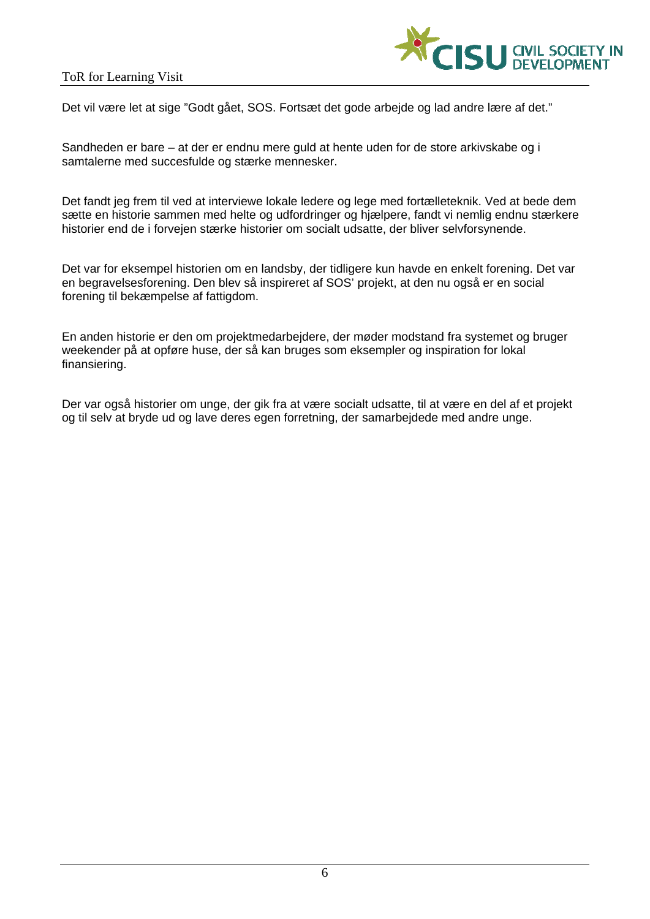Det vil være let at sige "Godt gået, SOS. Fortsæt det gode arbejde og lad andre lære af det."

Sandheden er bare – at der er endnu mere guld at hente uden for de store arkivskabe og i samtalerne med succesfulde og stærke mennesker.

Det fandt jeg frem til ved at interviewe lokale ledere og lege med fortælleteknik. Ved at bede dem sætte en historie sammen med helte og udfordringer og hjælpere, fandt vi nemlig endnu stærkere historier end de i forvejen stærke historier om socialt udsatte, der bliver selvforsynende.

Det var for eksempel historien om en landsby, der tidligere kun havde en enkelt forening. Det var en begravelsesforening. Den blev så inspireret af SOS' projekt, at den nu også er en social forening til bekæmpelse af fattigdom.

En anden historie er den om projektmedarbejdere, der møder modstand fra systemet og bruger weekender på at opføre huse, der så kan bruges som eksempler og inspiration for lokal finansiering.

Der var også historier om unge, der gik fra at være socialt udsatte, til at være en del af et projekt og til selv at bryde ud og lave deres egen forretning, der samarbejdede med andre unge.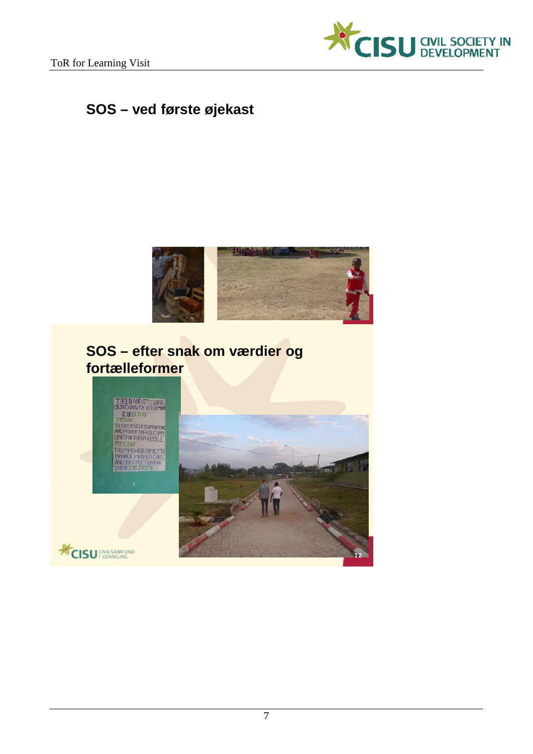## SOS – ved første øjekast

## SOS – efter snak om værdier og fortælleformer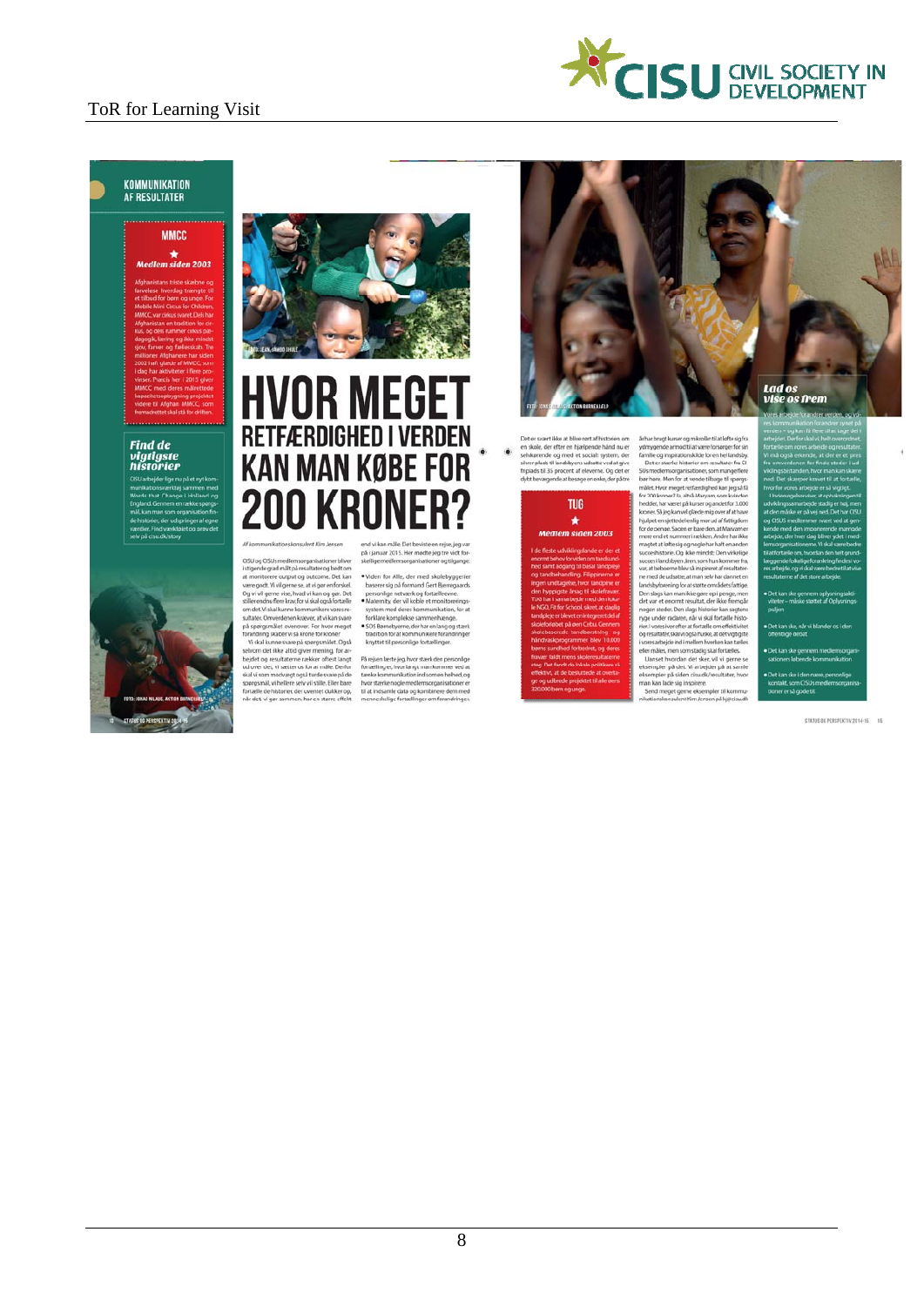# HVOR MEGET RETFÆRDIGHED I VERDEN KAN MAN KØBE FOR 200 KRONER?

KOMMUNIKATION AF RESULTATER

MMCC

*Medlem siden 2003*

*Find de vigtigste historier*

TUG

*Medlem siden 2003*

*Lad os vise os frem*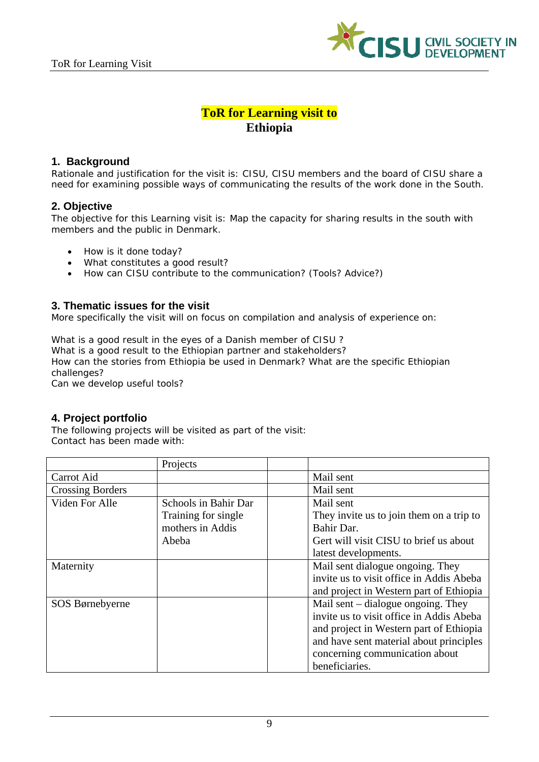# ToR for Learning visit to Ethiopia

## 1. Background

Rationale and justification for the visit is: CISU, CISU members and the board of CISU share a need for examining possible ways of communicating the results of the work done in the South.

## 2. Objective

The objective for this Learning visit is: Map the capacity for sharing results in the south with members and the public in Denmark.

- How is it done today?
- What constitutes a good result?
- How can CISU contribute to the communication? (Tools? Advice?)

## 3. Thematic issues for the visit

More specifically the visit will on focus on compilation and analysis of experience on:

What is a good result in the eyes of a Danish member of CISU ?
What is a good result to the Ethiopian partner and stakeholders?
How can the stories from Ethiopia be used in Denmark? What are the specific Ethiopian challenges?
Can we develop useful tools?

## 4. Project portfolio

The following projects will be visited as part of the visit:
Contact has been made with:

| | Projects | | |
|---|---|---|---|
| Carrot Aid | | | Mail sent |
| Crossing Borders | | | Mail sent |
| Viden For Alle | Schools in Bahir Dar Training for single mothers in Addis Abeba | | Mail sent They invite us to join them on a trip to Bahir Dar. Gert will visit CISU to brief us about latest developments. |
| Maternity | | | Mail sent dialogue ongoing. They invite us to visit office in Addis Abeba and project in Western part of Ethiopia |
| SOS Børnebyerne | | | Mail sent – dialogue ongoing. They invite us to visit office in Addis Abeba and project in Western part of Ethiopia and have sent material about principles concerning communication about beneficiaries. |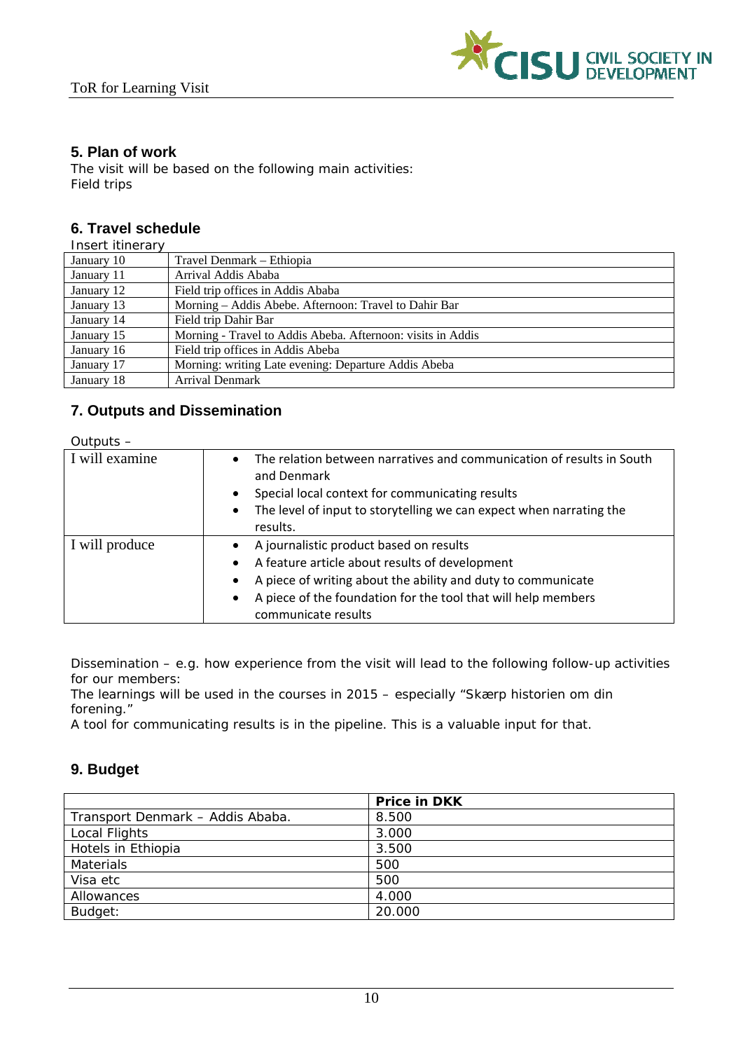## 5. Plan of work

The visit will be based on the following main activities:
Field trips

## 6. Travel schedule

Insert itinerary

| | |
|---|---|
| January 10 | Travel Denmark – Ethiopia |
| January 11 | Arrival Addis Ababa |
| January 12 | Field trip offices in Addis Ababa |
| January 13 | Morning – Addis Abebe. Afternoon: Travel to Dahir Bar |
| January 14 | Field trip Dahir Bar |
| January 15 | Morning - Travel to Addis Abeba. Afternoon: visits in Addis |
| January 16 | Field trip offices in Addis Abeba |
| January 17 | Morning: writing Late evening: Departure Addis Abeba |
| January 18 | Arrival Denmark |

## 7. Outputs and Dissemination

Outputs –

| | |
|---|---|
| I will examine | • The relation between narratives and communication of results in South and Denmark<br>• Special local context for communicating results<br>• The level of input to storytelling we can expect when narrating the results. |
| I will produce | • A journalistic product based on results<br>• A feature article about results of development<br>• A piece of writing about the ability and duty to communicate<br>• A piece of the foundation for the tool that will help members communicate results |

Dissemination – e.g. how experience from the visit will lead to the following follow-up activities for our members:
The learnings will be used in the courses in 2015 – especially "Skærp historien om din forening."
A tool for communicating results is in the pipeline. This is a valuable input for that.

## 9. Budget

| | **Price in DKK** |
|---|---|
| Transport Denmark – Addis Ababa. | 8.500 |
| Local Flights | 3.000 |
| Hotels in Ethiopia | 3.500 |
| Materials | 500 |
| Visa etc | 500 |
| Allowances | 4.000 |
| Budget: | 20.000 |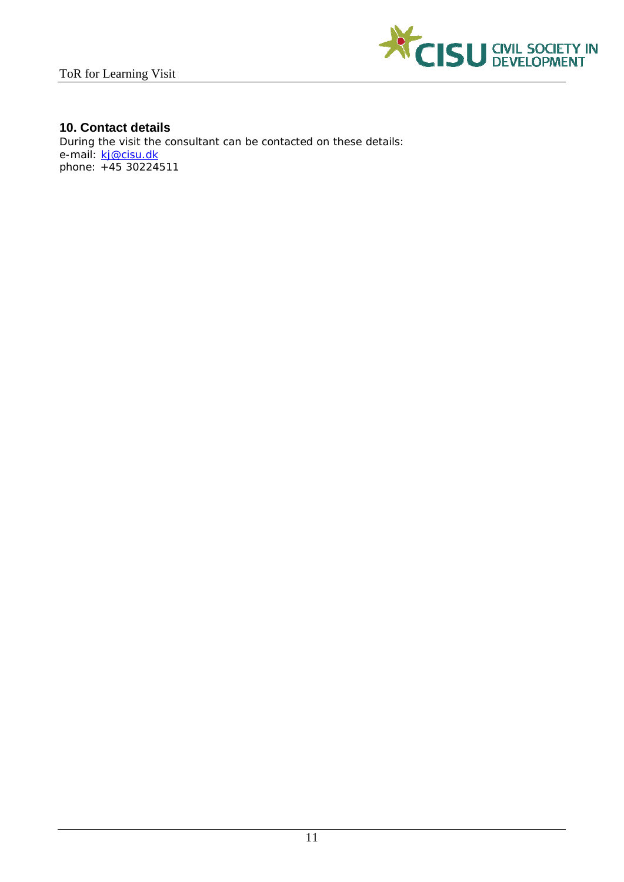## 10. Contact details

During the visit the consultant can be contacted on these details:
e-mail: kj@cisu.dk
phone: +45 30224511